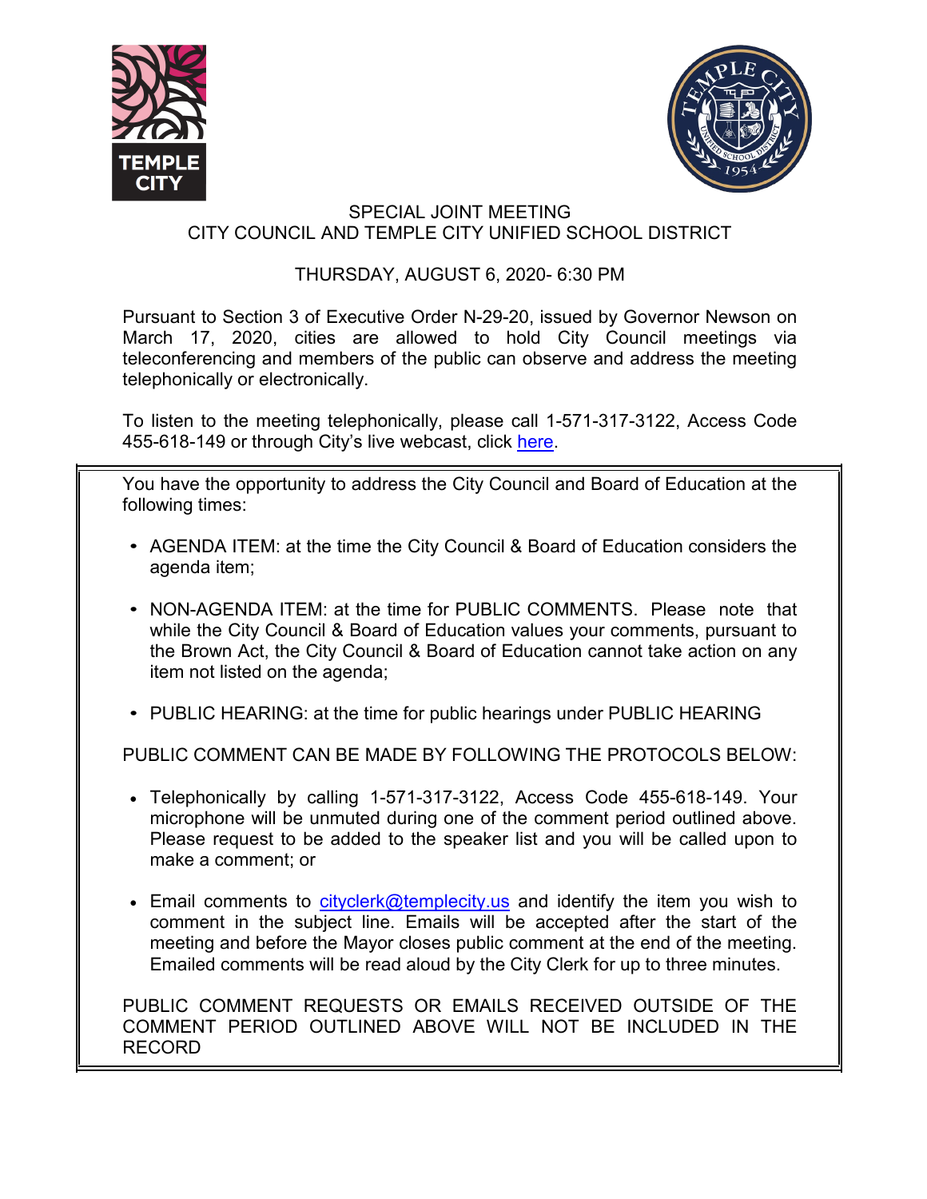SPECIAL JOINT MEETING
CITY COUNCIL AND TEMPLE CITY UNIFIED SCHOOL DISTRICT

THURSDAY, AUGUST 6, 2020- 6:30 PM

Pursuant to Section 3 of Executive Order N-29-20, issued by Governor Newson on March 17, 2020, cities are allowed to hold City Council meetings via teleconferencing and members of the public can observe and address the meeting telephonically or electronically.

To listen to the meeting telephonically, please call 1-571-317-3122, Access Code 455-618-149 or through City's live webcast, click here.

You have the opportunity to address the City Council and Board of Education at the following times:

- AGENDA ITEM: at the time the City Council & Board of Education considers the agenda item;
- NON-AGENDA ITEM: at the time for PUBLIC COMMENTS. Please note that while the City Council & Board of Education values your comments, pursuant to the Brown Act, the City Council & Board of Education cannot take action on any item not listed on the agenda;
- PUBLIC HEARING: at the time for public hearings under PUBLIC HEARING

PUBLIC COMMENT CAN BE MADE BY FOLLOWING THE PROTOCOLS BELOW:

- Telephonically by calling 1-571-317-3122, Access Code 455-618-149. Your microphone will be unmuted during one of the comment period outlined above. Please request to be added to the speaker list and you will be called upon to make a comment; or
- Email comments to cityclerk@templecity.us and identify the item you wish to comment in the subject line. Emails will be accepted after the start of the meeting and before the Mayor closes public comment at the end of the meeting. Emailed comments will be read aloud by the City Clerk for up to three minutes.

PUBLIC COMMENT REQUESTS OR EMAILS RECEIVED OUTSIDE OF THE COMMENT PERIOD OUTLINED ABOVE WILL NOT BE INCLUDED IN THE RECORD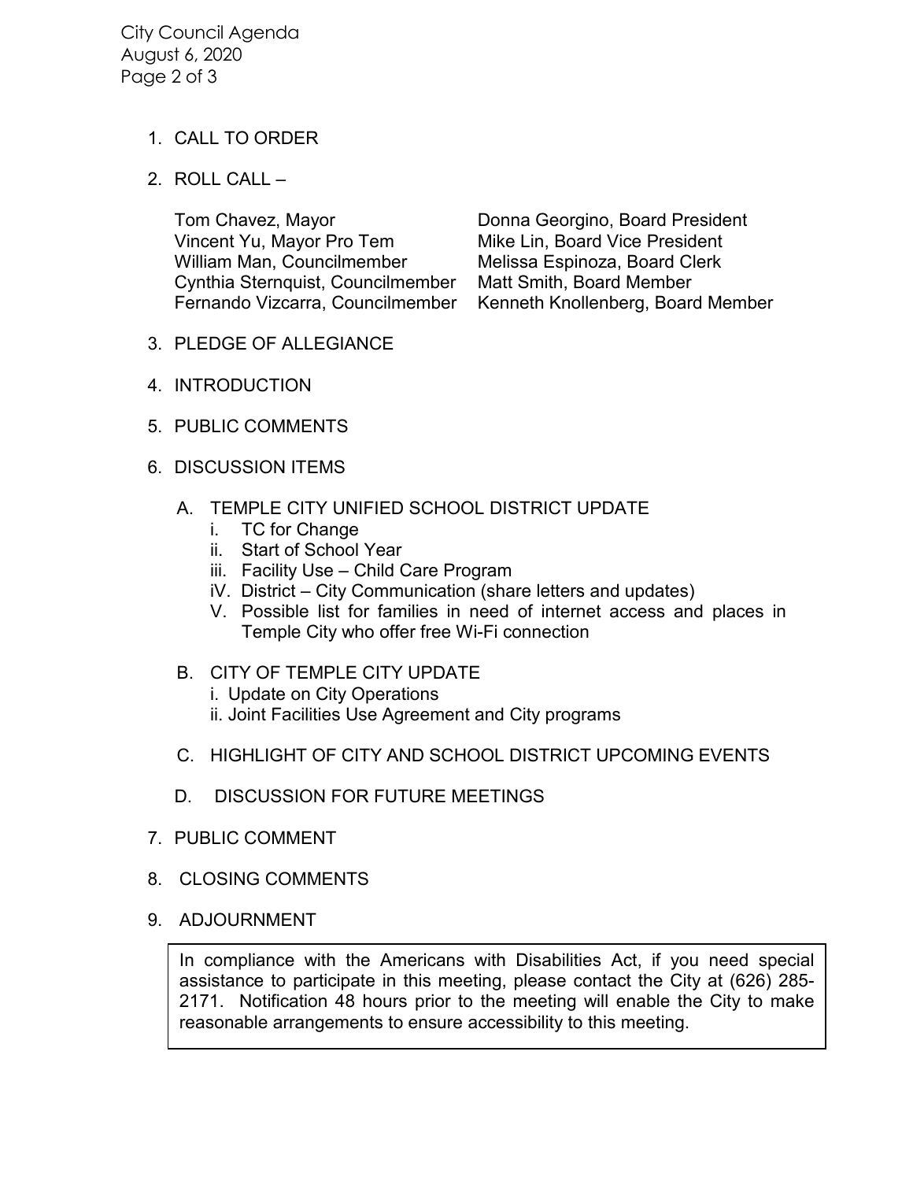1. CALL TO ORDER

2. ROLL CALL –

   Tom Chavez, Mayor
   Vincent Yu, Mayor Pro Tem
   William Man, Councilmember
   Cynthia Sternquist, Councilmember
   Fernando Vizcarra, Councilmember

   Donna Georgino, Board President
   Mike Lin, Board Vice President
   Melissa Espinoza, Board Clerk
   Matt Smith, Board Member
   Kenneth Knollenberg, Board Member

3. PLEDGE OF ALLEGIANCE

4. INTRODUCTION

5. PUBLIC COMMENTS

6. DISCUSSION ITEMS

   A. TEMPLE CITY UNIFIED SCHOOL DISTRICT UPDATE
      i. TC for Change
      ii. Start of School Year
      iii. Facility Use – Child Care Program
      iV. District – City Communication (share letters and updates)
      V. Possible list for families in need of internet access and places in Temple City who offer free Wi-Fi connection

   B. CITY OF TEMPLE CITY UPDATE
      i. Update on City Operations
      ii. Joint Facilities Use Agreement and City programs

   C. HIGHLIGHT OF CITY AND SCHOOL DISTRICT UPCOMING EVENTS

   D. DISCUSSION FOR FUTURE MEETINGS

7. PUBLIC COMMENT

8. CLOSING COMMENTS

9. ADJOURNMENT

> In compliance with the Americans with Disabilities Act, if you need special assistance to participate in this meeting, please contact the City at (626) 285-2171. Notification 48 hours prior to the meeting will enable the City to make reasonable arrangements to ensure accessibility to this meeting.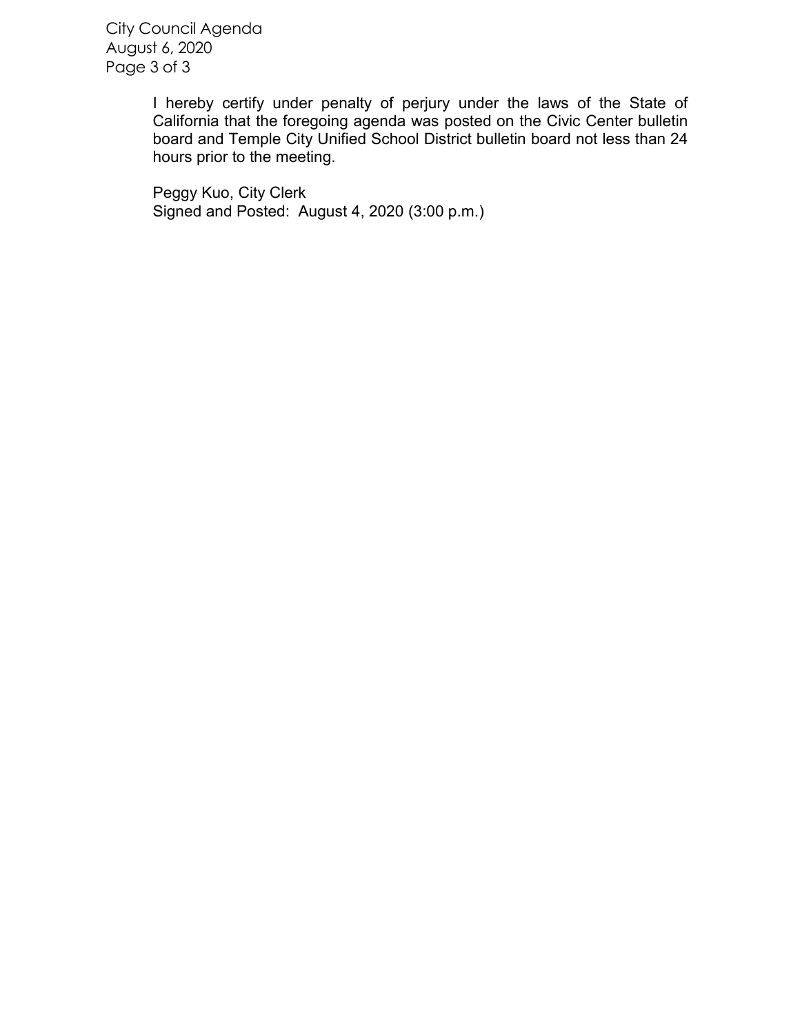I hereby certify under penalty of perjury under the laws of the State of California that the foregoing agenda was posted on the Civic Center bulletin board and Temple City Unified School District bulletin board not less than 24 hours prior to the meeting.

Peggy Kuo, City Clerk
Signed and Posted: August 4, 2020 (3:00 p.m.)